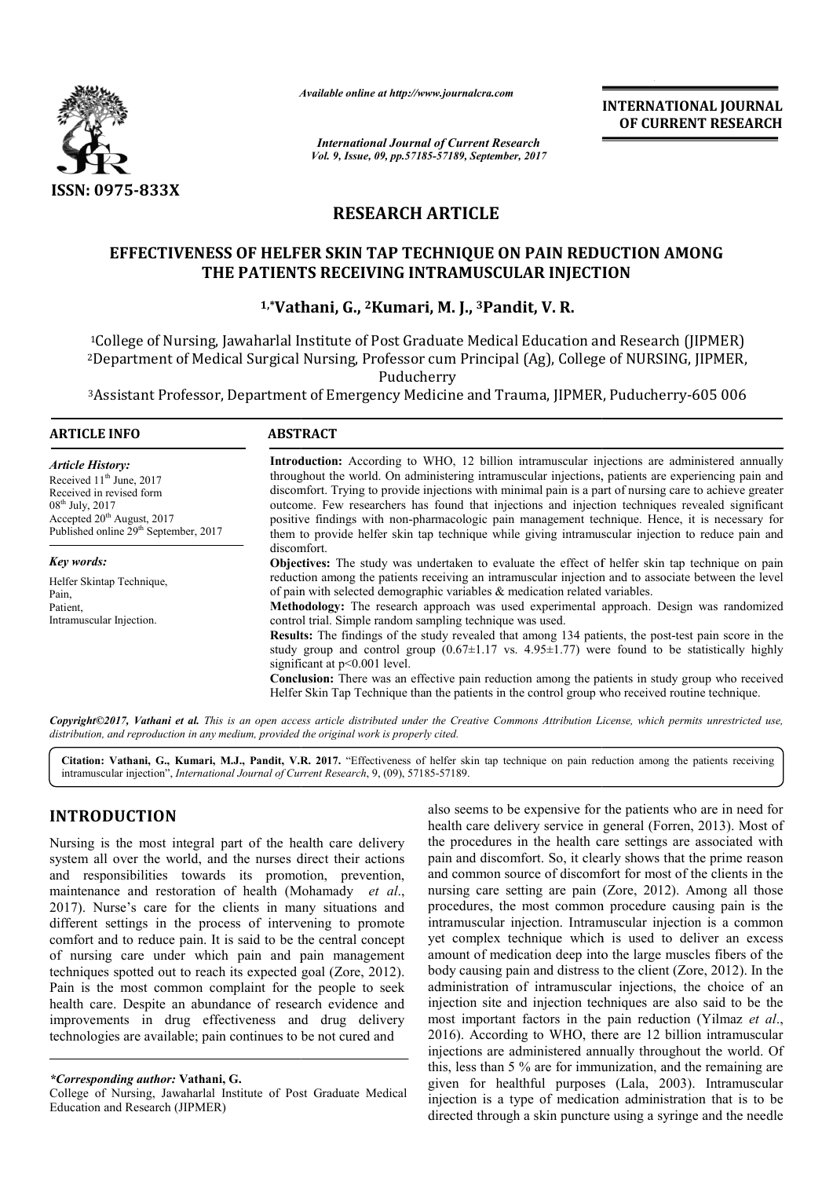*Available online at http://www.journalcra.com*

*International Journal of Current Research*

**INTERNATIONAL JOURNAL OF CURRENT RESEARCH**

ISSN: 0975-833X

## RESEARCH ARTICLE

# EFFECTIVENESS OF HELFER SKIN TAP TECHNIQUE ON PAIN REDUCTION AMONG THE PATIENTS RECEIVING INTRAMUSCULAR INJECTION

**[1,*]Vathani, G., [2]Kumari, M. J., [3]Pandit, V. R.**

[1]College of Nursing, Jawaharlal Institute of Post Graduate Medical Education and Research (JIPMER)
[2]Department of Medical Surgical Nursing, Professor cum Principal (Ag), College of NURSING, JIPMER, Puducherry
[3]Assistant Professor, Department of Emergency Medicine and Trauma, JIPMER, Puducherry-605 006

### ARTICLE INFO

*Article History:*
Received 11[th] June, 2017
Received in revised form 08[th] July, 2017
Accepted 20[th] August, 2017
Published online 29[th] September, 2017

*Key words:*
Helfer Skintap Technique,
Pain,
Patient,
Intramuscular Injection.

### ABSTRACT

**Introduction:** According to WHO, 12 billion intramuscular injections are administered annually throughout the world. On administering intramuscular injections, patients are experiencing pain and discomfort. Trying to provide injections with minimal pain is a part of nursing care to achieve greater outcome. Few researchers has found that injections and injection techniques revealed significant positive findings with non-pharmacologic pain management technique. Hence, it is necessary for them to provide helfer skin tap technique while giving intramuscular injection to reduce pain and discomfort.

**Objectives:** The study was undertaken to evaluate the effect of helfer skin tap technique on pain reduction among the patients receiving an intramuscular injection and to associate between the level of pain with selected demographic variables & medication related variables.

**Methodology:** The research approach was used experimental approach. Design was randomized control trial. Simple random sampling technique was used.

**Results:** The findings of the study revealed that among 134 patients, the post-test pain score in the study group and control group ($0.67\pm1.17$ vs. $4.95\pm1.77$) were found to be statistically highly significant at $p<0.001$ level.

**Conclusion:** There was an effective pain reduction among the patients in study group who received Helfer Skin Tap Technique than the patients in the control group who received routine technique.

***Copyright©2017, Vathani et al.*** *This is an open access article distributed under the Creative Commons Attribution License, which permits unrestricted use, distribution, and reproduction in any medium, provided the original work is properly cited.*

**Citation: Vathani, G., Kumari, M.J., Pandit, V.R. 2017.** "Effectiveness of helfer skin tap technique on pain reduction among the patients receiving intramuscular injection", *International Journal of Current Research*, 9, (09), 57185-57189.

## INTRODUCTION

Nursing is the most integral part of the health care delivery system all over the world, and the nurses direct their actions and responsibilities towards its promotion, prevention, maintenance and restoration of health (Mohamady *et al*., 2017). Nurse's care for the clients in many situations and different settings in the process of intervening to promote comfort and to reduce pain. It is said to be the central concept of nursing care under which pain and pain management techniques spotted out to reach its expected goal (Zore, 2012). Pain is the most common complaint for the people to seek health care. Despite an abundance of research evidence and improvements in drug effectiveness and drug delivery technologies are available; pain continues to be not cured and also seems to be expensive for the patients who are in need for health care delivery service in general (Forren, 2013). Most of the procedures in the health care settings are associated with pain and discomfort. So, it clearly shows that the prime reason and common source of discomfort for most of the clients in the nursing care setting are pain (Zore, 2012). Among all those procedures, the most common procedure causing pain is the intramuscular injection. Intramuscular injection is a common yet complex technique which is used to deliver an excess amount of medication deep into the large muscles fibers of the body causing pain and distress to the client (Zore, 2012). In the administration of intramuscular injections, the choice of an injection site and injection techniques are also said to be the most important factors in the pain reduction (Yilmaz *et al*., 2016). According to WHO, there are 12 billion intramuscular injections are administered annually throughout the world. Of this, less than 5 % are for immunization, and the remaining are given for healthful purposes (Lala, 2003). Intramuscular injection is a type of medication administration that is to be directed through a skin puncture using a syringe and the needle

***Corresponding author:*** **Vathani, G.**
College of Nursing, Jawaharlal Institute of Post Graduate Medical Education and Research (JIPMER)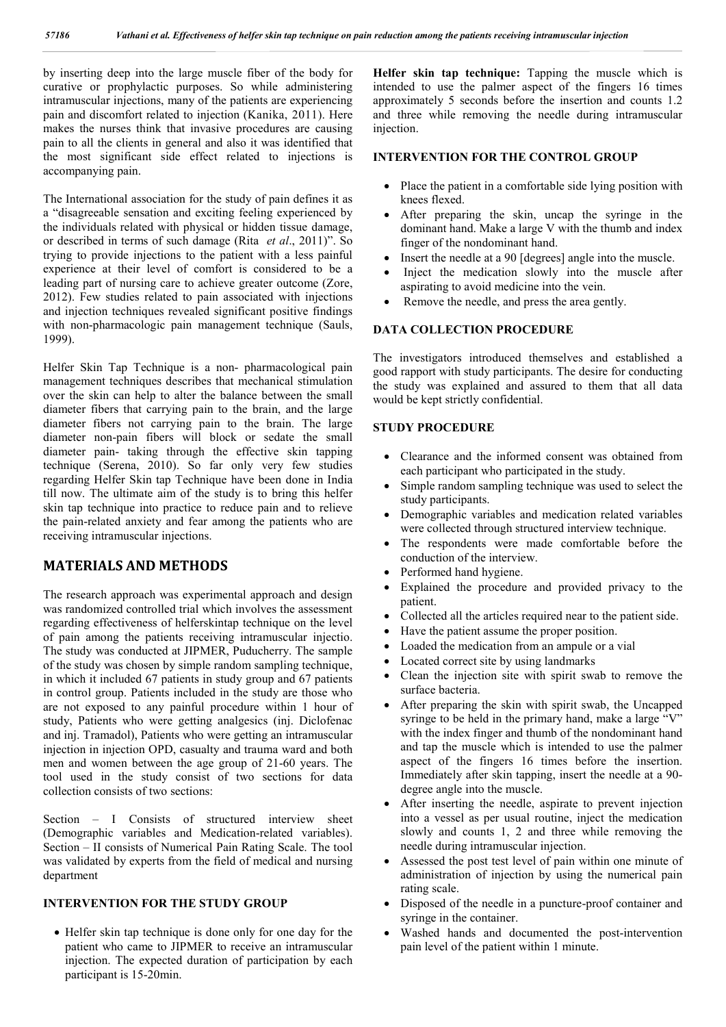by inserting deep into the large muscle fiber of the body for curative or prophylactic purposes. So while administering intramuscular injections, many of the patients are experiencing pain and discomfort related to injection (Kanika, 2011). Here makes the nurses think that invasive procedures are causing pain to all the clients in general and also it was identified that the most significant side effect related to injections is accompanying pain.

The International association for the study of pain defines it as a "disagreeable sensation and exciting feeling experienced by the individuals related with physical or hidden tissue damage, or described in terms of such damage (Rita *et al*., 2011)". So trying to provide injections to the patient with a less painful experience at their level of comfort is considered to be a leading part of nursing care to achieve greater outcome (Zore, 2012). Few studies related to pain associated with injections and injection techniques revealed significant positive findings with non-pharmacologic pain management technique (Sauls, 1999).

Helfer Skin Tap Technique is a non- pharmacological pain management techniques describes that mechanical stimulation over the skin can help to alter the balance between the small diameter fibers that carrying pain to the brain, and the large diameter fibers not carrying pain to the brain. The large diameter non-pain fibers will block or sedate the small diameter pain- taking through the effective skin tapping technique (Serena, 2010). So far only very few studies regarding Helfer Skin tap Technique have been done in India till now. The ultimate aim of the study is to bring this helfer skin tap technique into practice to reduce pain and to relieve the pain-related anxiety and fear among the patients who are receiving intramuscular injections.

## MATERIALS AND METHODS

The research approach was experimental approach and design was randomized controlled trial which involves the assessment regarding effectiveness of helferskintap technique on the level of pain among the patients receiving intramuscular injectio. The study was conducted at JIPMER, Puducherry. The sample of the study was chosen by simple random sampling technique, in which it included 67 patients in study group and 67 patients in control group. Patients included in the study are those who are not exposed to any painful procedure within 1 hour of study, Patients who were getting analgesics (inj. Diclofenac and inj. Tramadol), Patients who were getting an intramuscular injection in injection OPD, casualty and trauma ward and both men and women between the age group of 21-60 years. The tool used in the study consist of two sections for data collection consists of two sections:

Section – I Consists of structured interview sheet (Demographic variables and Medication-related variables). Section – II consists of Numerical Pain Rating Scale. The tool was validated by experts from the field of medical and nursing department

### INTERVENTION FOR THE STUDY GROUP

- Helfer skin tap technique is done only for one day for the patient who came to JIPMER to receive an intramuscular injection. The expected duration of participation by each participant is 15-20min.

**Helfer skin tap technique:** Tapping the muscle which is intended to use the palmer aspect of the fingers 16 times approximately 5 seconds before the insertion and counts 1.2 and three while removing the needle during intramuscular injection.

### INTERVENTION FOR THE CONTROL GROUP

- Place the patient in a comfortable side lying position with knees flexed.
- After preparing the skin, uncap the syringe in the dominant hand. Make a large V with the thumb and index finger of the nondominant hand.
- Insert the needle at a 90 [degrees] angle into the muscle.
- Inject the medication slowly into the muscle after aspirating to avoid medicine into the vein.
- Remove the needle, and press the area gently.

### DATA COLLECTION PROCEDURE

The investigators introduced themselves and established a good rapport with study participants. The desire for conducting the study was explained and assured to them that all data would be kept strictly confidential.

### STUDY PROCEDURE

- Clearance and the informed consent was obtained from each participant who participated in the study.
- Simple random sampling technique was used to select the study participants.
- Demographic variables and medication related variables were collected through structured interview technique.
- The respondents were made comfortable before the conduction of the interview.
- Performed hand hygiene.
- Explained the procedure and provided privacy to the patient.
- Collected all the articles required near to the patient side.
- Have the patient assume the proper position.
- Loaded the medication from an ampule or a vial
- Located correct site by using landmarks
- Clean the injection site with spirit swab to remove the surface bacteria.
- After preparing the skin with spirit swab, the Uncapped syringe to be held in the primary hand, make a large "V" with the index finger and thumb of the nondominant hand and tap the muscle which is intended to use the palmer aspect of the fingers 16 times before the insertion. Immediately after skin tapping, insert the needle at a 90-degree angle into the muscle.
- After inserting the needle, aspirate to prevent injection into a vessel as per usual routine, inject the medication slowly and counts 1, 2 and three while removing the needle during intramuscular injection.
- Assessed the post test level of pain within one minute of administration of injection by using the numerical pain rating scale.
- Disposed of the needle in a puncture-proof container and syringe in the container.
- Washed hands and documented the post-intervention pain level of the patient within 1 minute.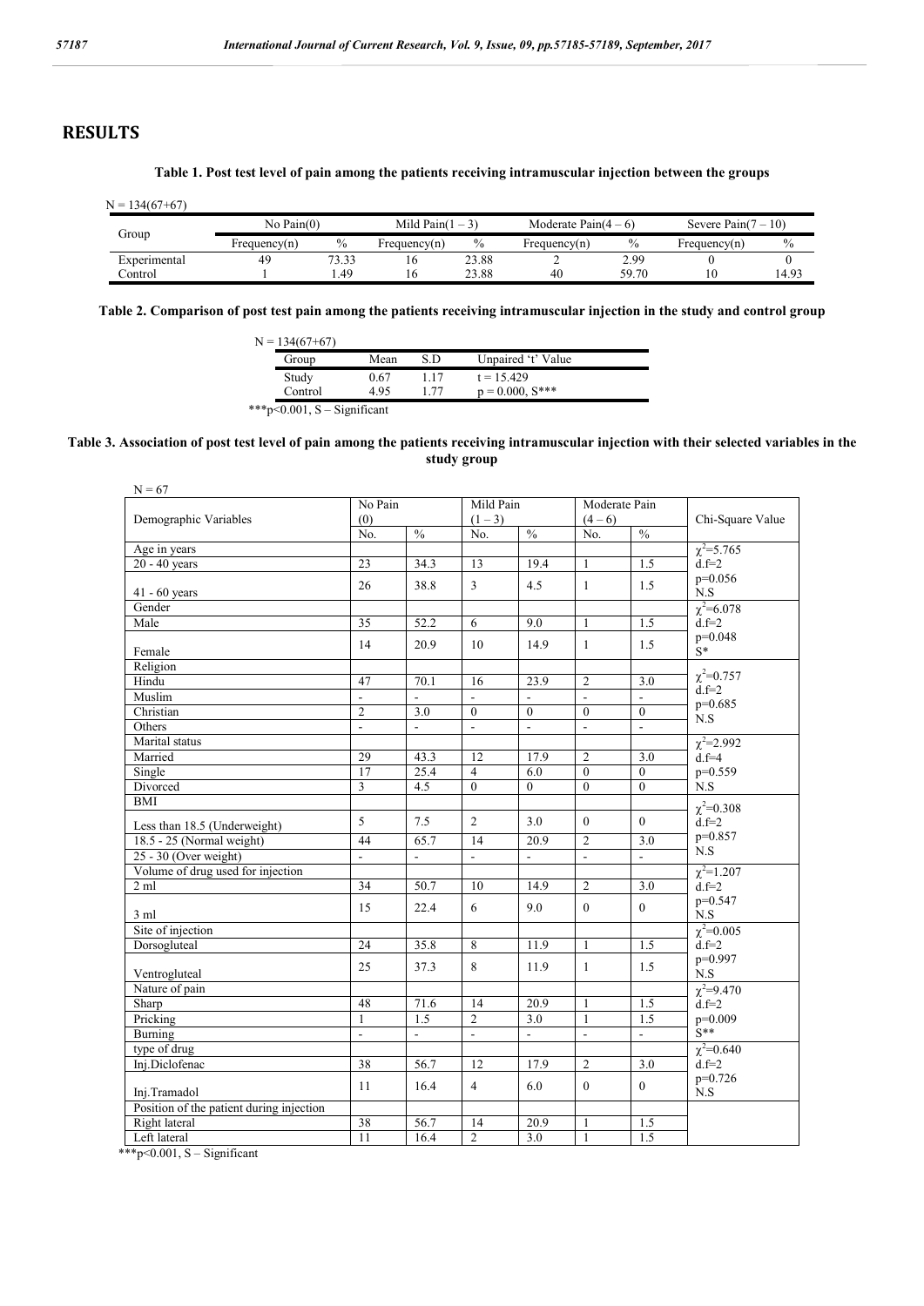## RESULTS

**Table 1. Post test level of pain among the patients receiving intramuscular injection between the groups**

N = 134(67+67)

| Group | No Pain(0) | | Mild Pain(1 – 3) | | Moderate Pain(4 – 6) | | Severe Pain(7 – 10) | |
|---|---|---|---|---|---|---|---|---|
| | Frequency(n) | % | Frequency(n) | % | Frequency(n) | % | Frequency(n) | % |
| Experimental | 49 | 73.33 | 16 | 23.88 | 2 | 2.99 | 0 | 0 |
| Control | 1 | 1.49 | 16 | 23.88 | 40 | 59.70 | 10 | 14.93 |

**Table 2. Comparison of post test pain among the patients receiving intramuscular injection in the study and control group**

N = 134(67+67)

| Group | Mean | S.D | Unpaired 't' Value |
|---|---|---|---|
| Study | 0.67 | 1.17 | t = 15.429 |
| Control | 4.95 | 1.77 | p = 0.000, S*** |

***p<0.001, S – Significant

**Table 3. Association of post test level of pain among the patients receiving intramuscular injection with their selected variables in the study group**

N = 67

| Demographic Variables | No Pain (0) | | Mild Pain (1 – 3) | | Moderate Pain (4 – 6) | | Chi-Square Value |
|---|---|---|---|---|---|---|---|
| | No. | % | No. | % | No. | % | |
| Age in years | | | | | | | $\chi^2$=5.765 |
| 20 - 40 years | 23 | 34.3 | 13 | 19.4 | 1 | 1.5 | d.f=2 |
| 41 - 60 years | 26 | 38.8 | 3 | 4.5 | 1 | 1.5 | p=0.056 N.S |
| Gender | | | | | | | $\chi^2$=6.078 |
| Male | 35 | 52.2 | 6 | 9.0 | 1 | 1.5 | d.f=2 |
| Female | 14 | 20.9 | 10 | 14.9 | 1 | 1.5 | p=0.048 S* |
| Religion | | | | | | | |
| Hindu | 47 | 70.1 | 16 | 23.9 | 2 | 3.0 | $\chi^2$=0.757 |
| Muslim | - | - | - | - | - | - | d.f=2 |
| Christian | 2 | 3.0 | 0 | 0 | 0 | 0 | p=0.685 |
| Others | - | - | - | - | - | - | N.S |
| Marital status | | | | | | | $\chi^2$=2.992 |
| Married | 29 | 43.3 | 12 | 17.9 | 2 | 3.0 | d.f=4 |
| Single | 17 | 25.4 | 4 | 6.0 | 0 | 0 | p=0.559 |
| Divorced | 3 | 4.5 | 0 | 0 | 0 | 0 | N.S |
| BMI | | | | | | | |
| Less than 18.5 (Underweight) | 5 | 7.5 | 2 | 3.0 | 0 | 0 | $\chi^2$=0.308 d.f=2 |
| 18.5 - 25 (Normal weight) | 44 | 65.7 | 14 | 20.9 | 2 | 3.0 | p=0.857 |
| 25 - 30 (Over weight) | - | - | - | - | - | - | N.S |
| Volume of drug used for injection | | | | | | | $\chi^2$=1.207 |
| 2 ml | 34 | 50.7 | 10 | 14.9 | 2 | 3.0 | d.f=2 |
| 3 ml | 15 | 22.4 | 6 | 9.0 | 0 | 0 | p=0.547 N.S |
| Site of injection | | | | | | | $\chi^2$=0.005 |
| Dorsogluteal | 24 | 35.8 | 8 | 11.9 | 1 | 1.5 | d.f=2 |
| Ventrogluteal | 25 | 37.3 | 8 | 11.9 | 1 | 1.5 | p=0.997 N.S |
| Nature of pain | | | | | | | $\chi^2$=9.470 |
| Sharp | 48 | 71.6 | 14 | 20.9 | 1 | 1.5 | d.f=2 |
| Pricking | 1 | 1.5 | 2 | 3.0 | 1 | 1.5 | p=0.009 |
| Burning | - | - | - | - | - | - | S** |
| type of drug | | | | | | | $\chi^2$=0.640 |
| Inj.Diclofenac | 38 | 56.7 | 12 | 17.9 | 2 | 3.0 | d.f=2 |
| Inj.Tramadol | 11 | 16.4 | 4 | 6.0 | 0 | 0 | p=0.726 N.S |
| Position of the patient during injection | | | | | | | |
| Right lateral | 38 | 56.7 | 14 | 20.9 | 1 | 1.5 | |
| Left lateral | 11 | 16.4 | 2 | 3.0 | 1 | 1.5 | |

***p<0.001, S – Significant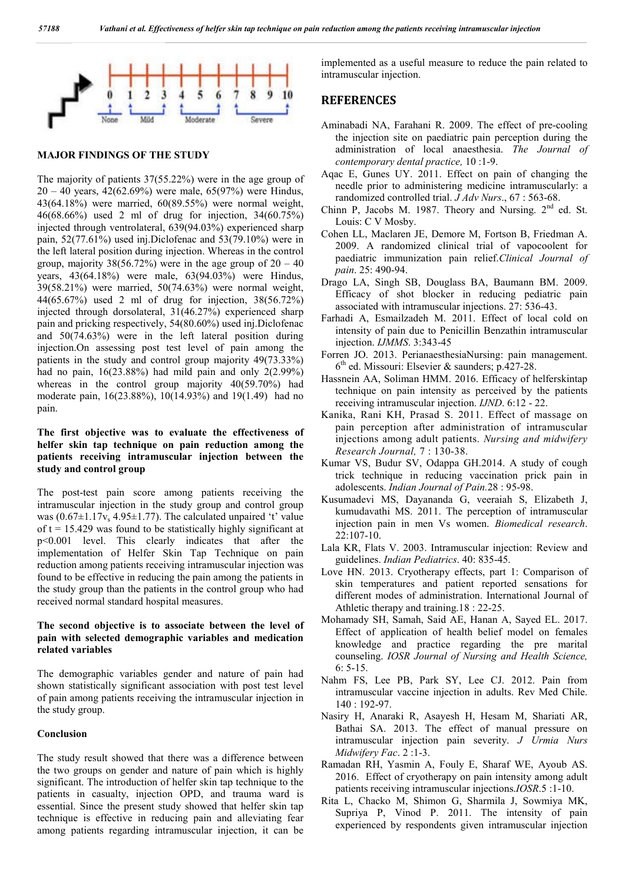## MAJOR FINDINGS OF THE STUDY

The majority of patients 37(55.22%) were in the age group of 20 – 40 years, 42(62.69%) were male, 65(97%) were Hindus, 43(64.18%) were married, 60(89.55%) were normal weight, 46(68.66%) used 2 ml of drug for injection, 34(60.75%) injected through ventrolateral, 639(94.03%) experienced sharp pain, 52(77.61%) used inj.Diclofenac and 53(79.10%) were in the left lateral position during injection. Whereas in the control group, majority 38(56.72%) were in the age group of 20 – 40 years, 43(64.18%) were male, 63(94.03%) were Hindus, 39(58.21%) were married, 50(74.63%) were normal weight, 44(65.67%) used 2 ml of drug for injection, 38(56.72%) injected through dorsolateral, 31(46.27%) experienced sharp pain and pricking respectively, 54(80.60%) used inj.Diclofenac and 50(74.63%) were in the left lateral position during injection.On assessing post test level of pain among the patients in the study and control group majority 49(73.33%) had no pain, 16(23.88%) had mild pain and only 2(2.99%) whereas in the control group majority 40(59.70%) had moderate pain, 16(23.88%), 10(14.93%) and 19(1.49) had no pain.

**The first objective was to evaluate the effectiveness of helfer skin tap technique on pain reduction among the patients receiving intramuscular injection between the study and control group**

The post-test pain score among patients receiving the intramuscular injection in the study group and control group was (0.67±1.17$v_s$ 4.95±1.77). The calculated unpaired 't' value of t = 15.429 was found to be statistically highly significant at p<0.001 level. This clearly indicates that after the implementation of Helfer Skin Tap Technique on pain reduction among patients receiving intramuscular injection was found to be effective in reducing the pain among the patients in the study group than the patients in the control group who had received normal standard hospital measures.

**The second objective is to associate between the level of pain with selected demographic variables and medication related variables**

The demographic variables gender and nature of pain had shown statistically significant association with post test level of pain among patients receiving the intramuscular injection in the study group.

### Conclusion

The study result showed that there was a difference between the two groups on gender and nature of pain which is highly significant. The introduction of helfer skin tap technique to the patients in casualty, injection OPD, and trauma ward is essential. Since the present study showed that helfer skin tap technique is effective in reducing pain and alleviating fear among patients regarding intramuscular injection, it can be implemented as a useful measure to reduce the pain related to intramuscular injection.

## REFERENCES

Aminabadi NA, Farahani R. 2009. The effect of pre-cooling the injection site on paediatric pain perception during the administration of local anaesthesia. *The Journal of contemporary dental practice,* 10 :1-9.

Aqac E, Gunes UY. 2011. Effect on pain of changing the needle prior to administering medicine intramuscularly: a randomized controlled trial. *J Adv Nurs*., 67 : 563-68.

Chinn P, Jacobs M. 1987. Theory and Nursing. 2nd ed. St. Louis: C V Mosby.

Cohen LL, Maclaren JE, Demore M, Fortson B, Friedman A. 2009. A randomized clinical trial of vapocoolent for paediatric immunization pain relief.*Clinical Journal of pain*. 25: 490-94.

Drago LA, Singh SB, Douglass BA, Baumann BM. 2009. Efficacy of shot blocker in reducing pediatric pain associated with intramuscular injections. 27: 536-43.

Farhadi A, Esmailzadeh M. 2011. Effect of local cold on intensity of pain due to Penicillin Benzathin intramuscular injection. *IJMMS*. 3:343-45

Forren JO. 2013. PerianaesthesiaNursing: pain management. 6th ed. Missouri: Elsevier & saunders; p.427-28.

Hassnein AA, Soliman HMM. 2016. Efficacy of helferskintap technique on pain intensity as perceived by the patients receiving intramuscular injection. *IJND*. 6:12 - 22.

Kanika, Rani KH, Prasad S. 2011. Effect of massage on pain perception after administration of intramuscular injections among adult patients. *Nursing and midwifery Research Journal,* 7 : 130-38.

Kumar VS, Budur SV, Odappa GH.2014. A study of cough trick technique in reducing vaccination prick pain in adolescents. *Indian Journal of Pain.*28 : 95-98.

Kusumadevi MS, Dayananda G, veeraiah S, Elizabeth J, kumudavathi MS. 2011. The perception of intramuscular injection pain in men Vs women. *Biomedical research*. 22:107-10.

Lala KR, Flats V. 2003. Intramuscular injection: Review and guidelines. *Indian Pediatrics*. 40: 835-45.

Love HN. 2013. Cryotherapy effects, part 1: Comparison of skin temperatures and patient reported sensations for different modes of administration. International Journal of Athletic therapy and training.18 : 22-25.

Mohamady SH, Samah, Said AE, Hanan A, Sayed EL. 2017. Effect of application of health belief model on females knowledge and practice regarding the pre marital counseling. *IOSR Journal of Nursing and Health Science,* 6: 5-15.

Nahm FS, Lee PB, Park SY, Lee CJ. 2012. Pain from intramuscular vaccine injection in adults. Rev Med Chile. 140 : 192-97.

Nasiry H, Anaraki R, Asayesh H, Hesam M, Shariati AR, Bathai SA. 2013. The effect of manual pressure on intramuscular injection pain severity. *J Urmia Nurs Midwifery Fac*. 2 :1-3.

Ramadan RH, Yasmin A, Fouly E, Sharaf WE, Ayoub AS. 2016. Effect of cryotherapy on pain intensity among adult patients receiving intramuscular injections.*IOSR*.5 :1-10.

Rita L, Chacko M, Shimon G, Sharmila J, Sowmiya MK, Supriya P, Vinod P. 2011. The intensity of pain experienced by respondents given intramuscular injection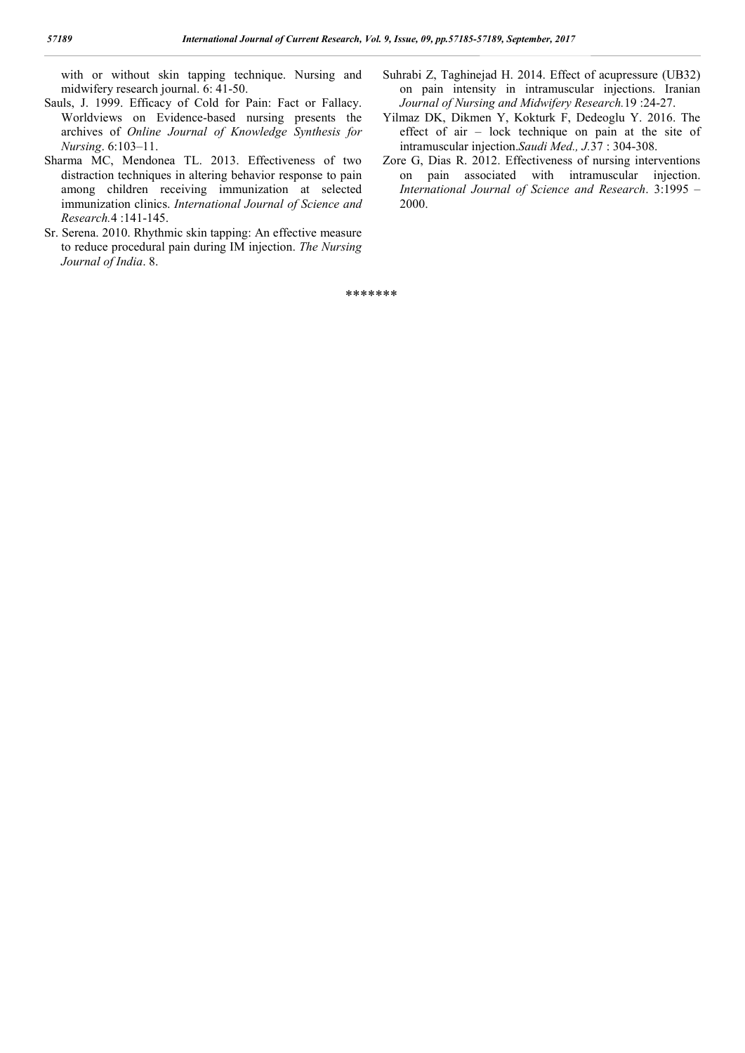with or without skin tapping technique. Nursing and midwifery research journal. 6: 41-50.

Sauls, J. 1999. Efficacy of Cold for Pain: Fact or Fallacy. Worldviews on Evidence-based nursing presents the archives of *Online Journal of Knowledge Synthesis for Nursing*. 6:103–11.

Sharma MC, Mendonea TL. 2013. Effectiveness of two distraction techniques in altering behavior response to pain among children receiving immunization at selected immunization clinics. *International Journal of Science and Research.*4 :141-145.

Sr. Serena. 2010. Rhythmic skin tapping: An effective measure to reduce procedural pain during IM injection. *The Nursing Journal of India*. 8.

Suhrabi Z, Taghinejad H. 2014. Effect of acupressure (UB32) on pain intensity in intramuscular injections. Iranian *Journal of Nursing and Midwifery Research.*19 :24-27.

Yilmaz DK, Dikmen Y, Kokturk F, Dedeoglu Y. 2016. The effect of air – lock technique on pain at the site of intramuscular injection.*Saudi Med., J.*37 : 304-308.

Zore G, Dias R. 2012. Effectiveness of nursing interventions on pain associated with intramuscular injection. *International Journal of Science and Research*. 3:1995 – 2000.

\*\*\*\*\*\*\*